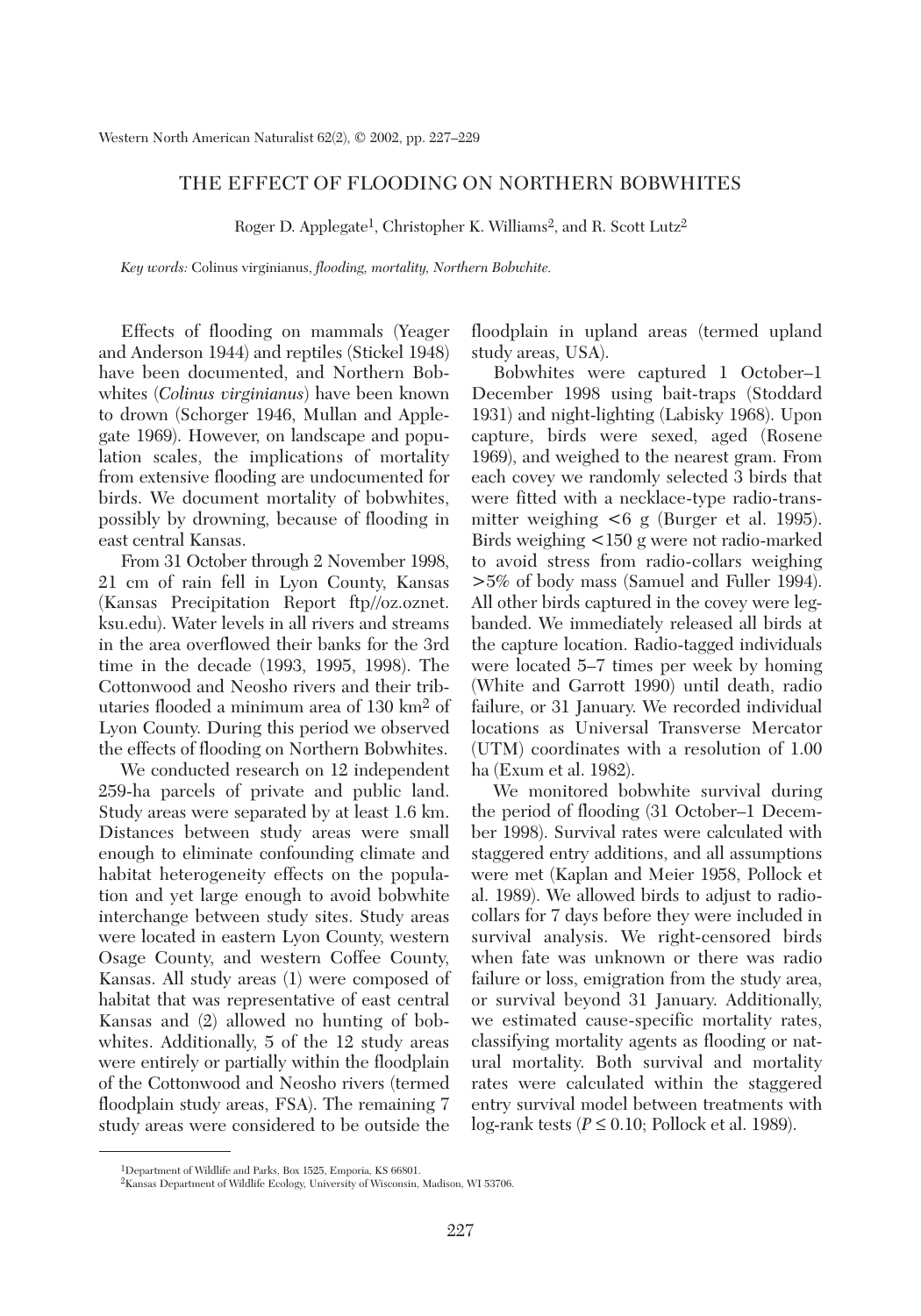// THE EFFECT OF FLOODING ON NORTHERN BOBWHITES

Roger D. Applegate[1], Christopher K. Williams[2], and R. Scott Lutz[2]

*Key words:* Colinus virginianus, *flooding, mortality, Northern Bobwhite.*

Effects of flooding on mammals (Yeager and Anderson 1944) and reptiles (Stickel 1948) have been documented, and Northern Bobwhites (*Colinus virginianus*) have been known to drown (Schorger 1946, Mullan and Applegate 1969). However, on landscape and population scales, the implications of mortality from extensive flooding are undocumented for birds. We document mortality of bobwhites, possibly by drowning, because of flooding in east central Kansas.

From 31 October through 2 November 1998, 21 cm of rain fell in Lyon County, Kansas (Kansas Precipitation Report ftp//oz.oznet.ksu.edu). Water levels in all rivers and streams in the area overflowed their banks for the 3rd time in the decade (1993, 1995, 1998). The Cottonwood and Neosho rivers and their tributaries flooded a minimum area of 130 km$^2$ of Lyon County. During this period we observed the effects of flooding on Northern Bobwhites.

We conducted research on 12 independent 259-ha parcels of private and public land. Study areas were separated by at least 1.6 km. Distances between study areas were small enough to eliminate confounding climate and habitat heterogeneity effects on the population and yet large enough to avoid bobwhite interchange between study sites. Study areas were located in eastern Lyon County, western Osage County, and western Coffee County, Kansas. All study areas (1) were composed of habitat that was representative of east central Kansas and (2) allowed no hunting of bobwhites. Additionally, 5 of the 12 study areas were entirely or partially within the floodplain of the Cottonwood and Neosho rivers (termed floodplain study areas, FSA). The remaining 7 study areas were considered to be outside the floodplain in upland areas (termed upland study areas, USA).

Bobwhites were captured 1 October–1 December 1998 using bait-traps (Stoddard 1931) and night-lighting (Labisky 1968). Upon capture, birds were sexed, aged (Rosene 1969), and weighed to the nearest gram. From each covey we randomly selected 3 birds that were fitted with a necklace-type radio-transmitter weighing <6 g (Burger et al. 1995). Birds weighing <150 g were not radio-marked to avoid stress from radio-collars weighing >5% of body mass (Samuel and Fuller 1994). All other birds captured in the covey were leg-banded. We immediately released all birds at the capture location. Radio-tagged individuals were located 5–7 times per week by homing (White and Garrott 1990) until death, radio failure, or 31 January. We recorded individual locations as Universal Transverse Mercator (UTM) coordinates with a resolution of 1.00 ha (Exum et al. 1982).

We monitored bobwhite survival during the period of flooding (31 October–1 December 1998). Survival rates were calculated with staggered entry additions, and all assumptions were met (Kaplan and Meier 1958, Pollock et al. 1989). We allowed birds to adjust to radio-collars for 7 days before they were included in survival analysis. We right-censored birds when fate was unknown or there was radio failure or loss, emigration from the study area, or survival beyond 31 January. Additionally, we estimated cause-specific mortality rates, classifying mortality agents as flooding or natural mortality. Both survival and mortality rates were calculated within the staggered entry survival model between treatments with log-rank tests ($P \leq 0.10$; Pollock et al. 1989).

---

[1]Department of Wildlife and Parks, Box 1525, Emporia, KS 66801.

[2]Kansas Department of Wildlife Ecology, University of Wisconsin, Madison, WI 53706.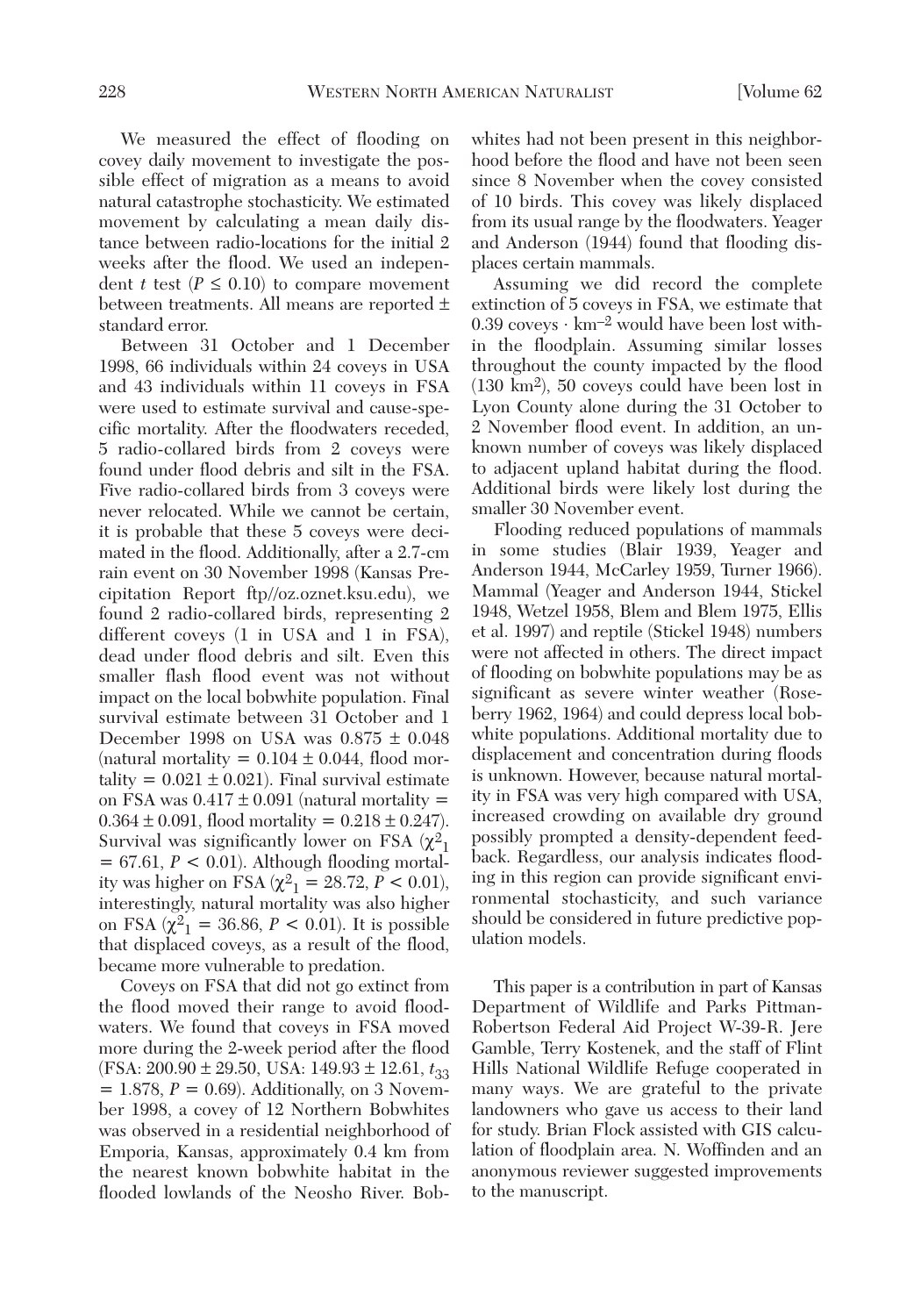We measured the effect of flooding on covey daily movement to investigate the possible effect of migration as a means to avoid natural catastrophe stochasticity. We estimated movement by calculating a mean daily distance between radio-locations for the initial 2 weeks after the flood. We used an independent *t* test ($P \leq 0.10$) to compare movement between treatments. All means are reported ± standard error.

Between 31 October and 1 December 1998, 66 individuals within 24 coveys in USA and 43 individuals within 11 coveys in FSA were used to estimate survival and cause-specific mortality. After the floodwaters receded, 5 radio-collared birds from 2 coveys were found under flood debris and silt in the FSA. Five radio-collared birds from 3 coveys were never relocated. While we cannot be certain, it is probable that these 5 coveys were decimated in the flood. Additionally, after a 2.7-cm rain event on 30 November 1998 (Kansas Precipitation Report ftp//oz.oznet.ksu.edu), we found 2 radio-collared birds, representing 2 different coveys (1 in USA and 1 in FSA), dead under flood debris and silt. Even this smaller flash flood event was not without impact on the local bobwhite population. Final survival estimate between 31 October and 1 December 1998 on USA was 0.875 ± 0.048 (natural mortality = 0.104 ± 0.044, flood mortality = 0.021 ± 0.021). Final survival estimate on FSA was 0.417 ± 0.091 (natural mortality = 0.364 ± 0.091, flood mortality = 0.218 ± 0.247). Survival was significantly lower on FSA ($\chi^2_1 = 67.61$, $P < 0.01$). Although flooding mortality was higher on FSA ($\chi^2_1 = 28.72$, $P < 0.01$), interestingly, natural mortality was also higher on FSA ($\chi^2_1 = 36.86$, $P < 0.01$). It is possible that displaced coveys, as a result of the flood, became more vulnerable to predation.

Coveys on FSA that did not go extinct from the flood moved their range to avoid floodwaters. We found that coveys in FSA moved more during the 2-week period after the flood (FSA: 200.90 ± 29.50, USA: 149.93 ± 12.61, $t_{33} = 1.878$, $P = 0.69$). Additionally, on 3 November 1998, a covey of 12 Northern Bobwhites was observed in a residential neighborhood of Emporia, Kansas, approximately 0.4 km from the nearest known bobwhite habitat in the flooded lowlands of the Neosho River. Bobwhites had not been present in this neighborhood before the flood and have not been seen since 8 November when the covey consisted of 10 birds. This covey was likely displaced from its usual range by the floodwaters. Yeager and Anderson (1944) found that flooding displaces certain mammals.

Assuming we did record the complete extinction of 5 coveys in FSA, we estimate that $0.39$ coveys $\cdot$ km$^{-2}$ would have been lost within the floodplain. Assuming similar losses throughout the county impacted by the flood (130 km$^2$), 50 coveys could have been lost in Lyon County alone during the 31 October to 2 November flood event. In addition, an unknown number of coveys was likely displaced to adjacent upland habitat during the flood. Additional birds were likely lost during the smaller 30 November event.

Flooding reduced populations of mammals in some studies (Blair 1939, Yeager and Anderson 1944, McCarley 1959, Turner 1966). Mammal (Yeager and Anderson 1944, Stickel 1948, Wetzel 1958, Blem and Blem 1975, Ellis et al. 1997) and reptile (Stickel 1948) numbers were not affected in others. The direct impact of flooding on bobwhite populations may be as significant as severe winter weather (Roseberry 1962, 1964) and could depress local bobwhite populations. Additional mortality due to displacement and concentration during floods is unknown. However, because natural mortality in FSA was very high compared with USA, increased crowding on available dry ground possibly prompted a density-dependent feedback. Regardless, our analysis indicates flooding in this region can provide significant environmental stochasticity, and such variance should be considered in future predictive population models.

This paper is a contribution in part of Kansas Department of Wildlife and Parks Pittman-Robertson Federal Aid Project W-39-R. Jere Gamble, Terry Kostenek, and the staff of Flint Hills National Wildlife Refuge cooperated in many ways. We are grateful to the private landowners who gave us access to their land for study. Brian Flock assisted with GIS calculation of floodplain area. N. Woffinden and an anonymous reviewer suggested improvements to the manuscript.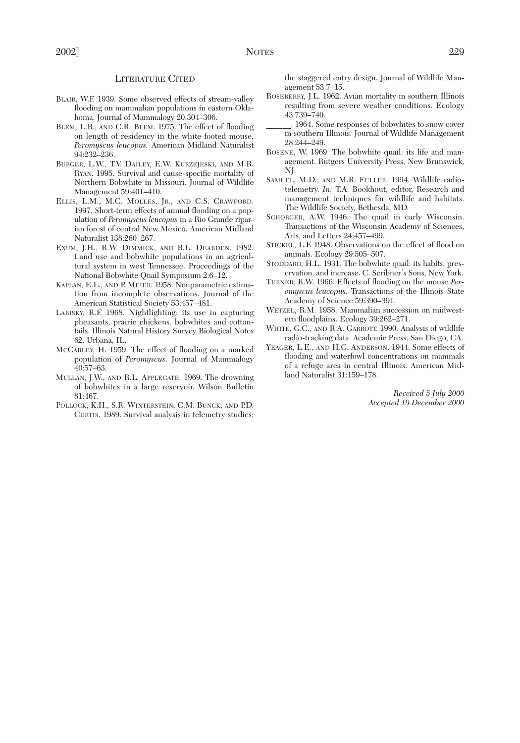## Literature Cited

Blair, W.F. 1939. Some observed effects of stream-valley flooding on mammalian populations in eastern Oklahoma. Journal of Mammalogy 20:304–306.

Blem, L.B., and C.R. Blem. 1975. The effect of flooding on length of residency in the white-footed mouse, *Peromyscus leucopus.* American Midland Naturalist 94:232–236.

Burger, L.W., T.V. Dailey, E.W. Kurzejeski, and M.R. Ryan. 1995. Survival and cause-specific mortality of Northern Bobwhite in Missouri. Journal of Wildlife Management 59:401–410.

Ellis, L.M., M.C. Molles, Jr., and C.S. Crawford. 1997. Short-term effects of annual flooding on a population of *Peromyscus leucopus* in a Rio Grande riparian forest of central New Mexico. American Midland Naturalist 138:260–267.

Exum, J.H., R.W. Dimmick, and B.L. Dearden. 1982. Land use and bobwhite populations in an agricultural system in west Tennessee. Proceedings of the National Bobwhite Quail Symposium 2:6–12.

Kaplan, E.L., and P. Meier. 1958. Nonparametric estimation from incomplete observations. Journal of the American Statistical Society 53:457–481.

Labisky, R.F. 1968. Nightlighting: its use in capturing pheasants, prairie chickens, bobwhites and cottontails. Illinois Natural History Survey Biological Notes 62. Urbana, IL.

McCarley, H. 1959. The effect of flooding on a marked population of *Peromyscus*. Journal of Mammalogy 40:57–63.

Mullan, J.W., and R.L. Applegate. 1969. The drowning of bobwhites in a large reservoir. Wilson Bulletin 81:467.

Pollock, K.H., S.R. Winterstein, C.M. Bunck, and P.D. Curtis. 1989. Survival analysis in telemetry studies: the staggered entry design. Journal of Wildlife Management 53:7–15.

Roseberry, J.L. 1962. Avian mortality in southern Illinois resulting from severe weather conditions. Ecology 43:739–740.

______. 1964. Some responses of bobwhites to snow cover in southern Illinois. Journal of Wildlife Management 28:244–249.

Rosene, W. 1969. The bobwhite quail: its life and management. Rutgers University Press, New Brunswick, NJ.

Samuel, M.D., and M.R. Fuller. 1994. Wildlife radiotelemetry. *In:* T.A. Bookhout, editor, Research and management techniques for wildlife and habitats. The Wildlife Society, Bethesda, MD.

Schorger, A.W. 1946. The quail in early Wisconsin. Transactions of the Wisconsin Academy of Sciences, Arts, and Letters 24:457–499.

Stickel, L.F. 1948. Observations on the effect of flood on animals. Ecology 29:505–507.

Stoddard, H.L. 1931. The bobwhite quail: its habits, preservation, and increase. C. Scribner's Sons, New York.

Turner, R.W. 1966. Effects of flooding on the mouse *Peromyscus leucopus.* Transactions of the Illinois State Academy of Science 59:390–391.

Wetzel, R.M. 1958. Mammalian succession on midwestern floodplains. Ecology 39:262–271.

White, G.C., and R.A. Garrott. 1990. Analysis of wildlife radio-tracking data. Academic Press, San Diego, CA.

Yeager, L.E., and H.G. Anderson. 1944. Some effects of flooding and waterfowl concentrations on mammals of a refuge area in central Illinois. American Midland Naturalist 31:159–178.

*Received 5 July 2000*
*Accepted 19 December 2000*